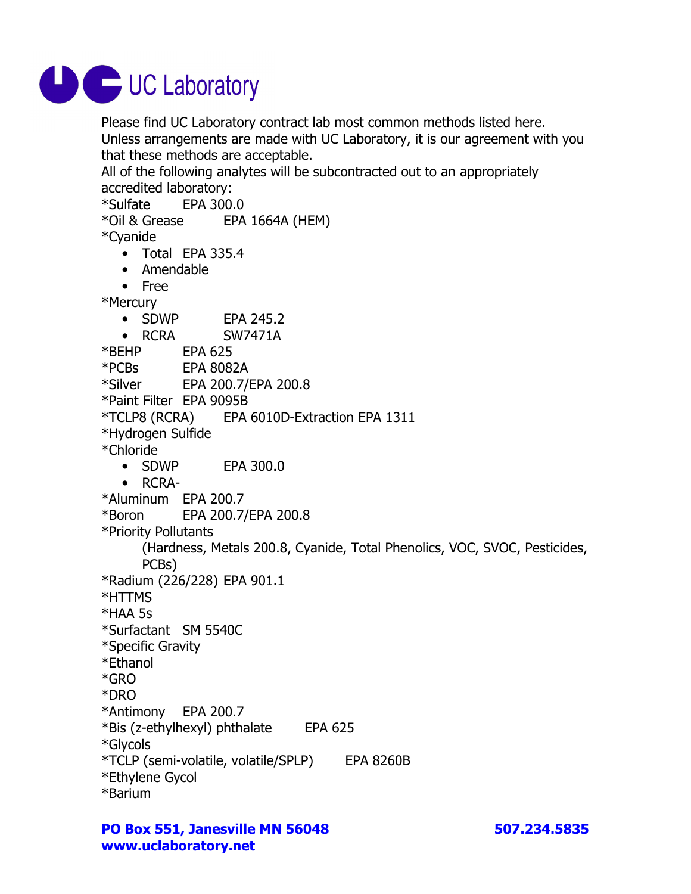# UC Laboratory

Please find UC Laboratory contract lab most common methods listed here.
Unless arrangements are made with UC Laboratory, it is our agreement with you that these methods are acceptable.
All of the following analytes will be subcontracted out to an appropriately accredited laboratory:

*Sulfate EPA 300.0
*Oil & Grease EPA 1664A (HEM)
*Cyanide
- Total EPA 335.4
- Amendable
- Free

*Mercury
- SDWP EPA 245.2
- RCRA SW7471A

*BEHP EPA 625
*PCBs EPA 8082A
*Silver EPA 200.7/EPA 200.8
*Paint Filter EPA 9095B
*TCLP8 (RCRA) EPA 6010D-Extraction EPA 1311
*Hydrogen Sulfide
*Chloride
- SDWP EPA 300.0
- RCRA-

*Aluminum EPA 200.7
*Boron EPA 200.7/EPA 200.8
*Priority Pollutants
(Hardness, Metals 200.8, Cyanide, Total Phenolics, VOC, SVOC, Pesticides, PCBs)
*Radium (226/228) EPA 901.1
*HTTMS
*HAA 5s
*Surfactant SM 5540C
*Specific Gravity
*Ethanol
*GRO
*DRO
*Antimony EPA 200.7
*Bis (z-ethylhexyl) phthalate EPA 625
*Glycols
*TCLP (semi-volatile, volatile/SPLP) EPA 8260B
*Ethylene Gycol
*Barium

**PO Box 551, Janesville MN 56048** **507.234.5835**
**www.uclaboratory.net**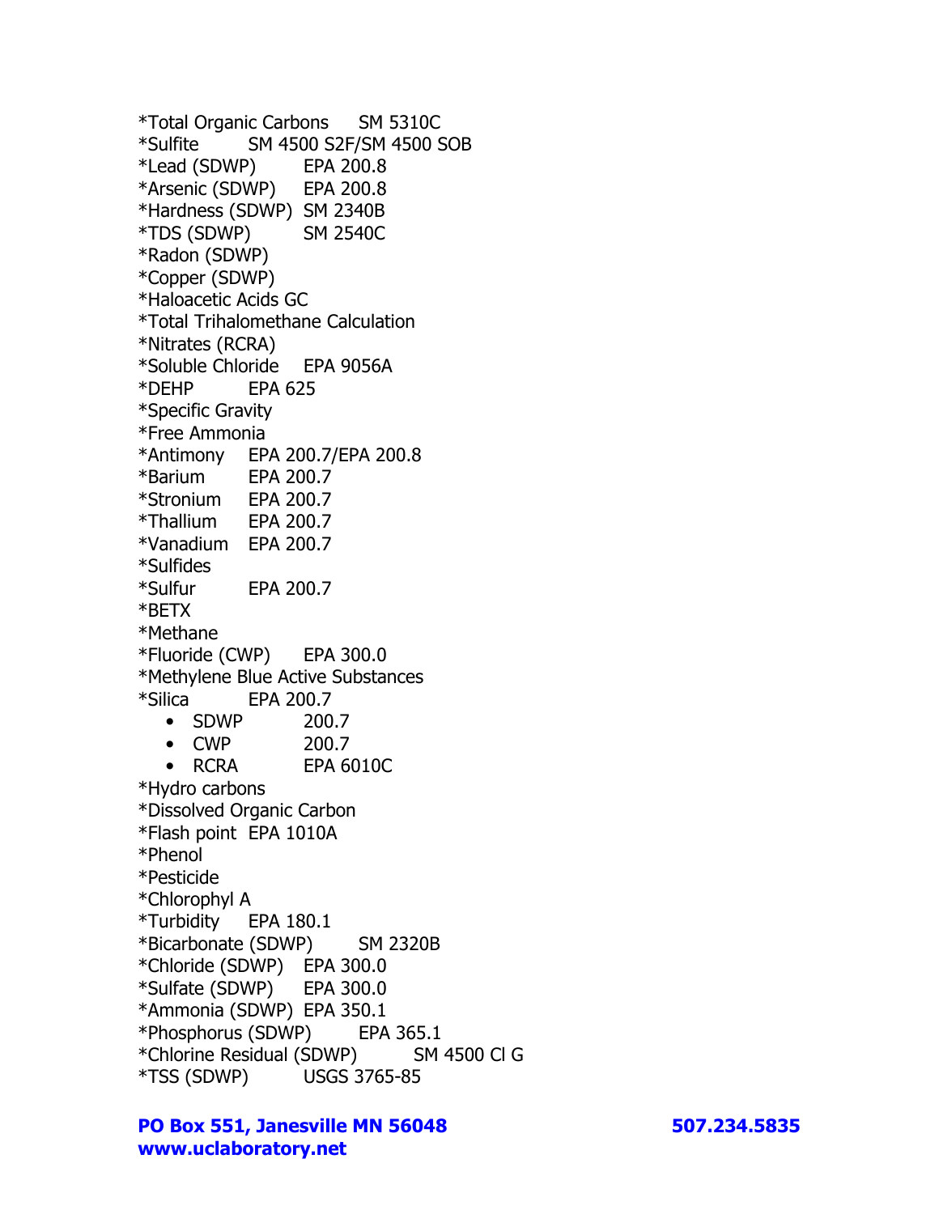*Total Organic Carbons SM 5310C
*Sulfite SM 4500 S2F/SM 4500 SOB
*Lead (SDWP) EPA 200.8
*Arsenic (SDWP) EPA 200.8
*Hardness (SDWP) SM 2340B
*TDS (SDWP) SM 2540C
*Radon (SDWP)
*Copper (SDWP)
*Haloacetic Acids GC
*Total Trihalomethane Calculation
*Nitrates (RCRA)
*Soluble Chloride EPA 9056A
*DEHP EPA 625
*Specific Gravity
*Free Ammonia
*Antimony EPA 200.7/EPA 200.8
*Barium EPA 200.7
*Stronium EPA 200.7
*Thallium EPA 200.7
*Vanadium EPA 200.7
*Sulfides
*Sulfur EPA 200.7
*BETX
*Methane
*Fluoride (CWP) EPA 300.0
*Methylene Blue Active Substances
*Silica EPA 200.7

- SDWP 200.7
- CWP 200.7
- RCRA EPA 6010C

*Hydro carbons
*Dissolved Organic Carbon
*Flash point EPA 1010A
*Phenol
*Pesticide
*Chlorophyl A
*Turbidity EPA 180.1
*Bicarbonate (SDWP) SM 2320B
*Chloride (SDWP) EPA 300.0
*Sulfate (SDWP) EPA 300.0
*Ammonia (SDWP) EPA 350.1
*Phosphorus (SDWP) EPA 365.1
*Chlorine Residual (SDWP) SM 4500 Cl G
*TSS (SDWP) USGS 3765-85